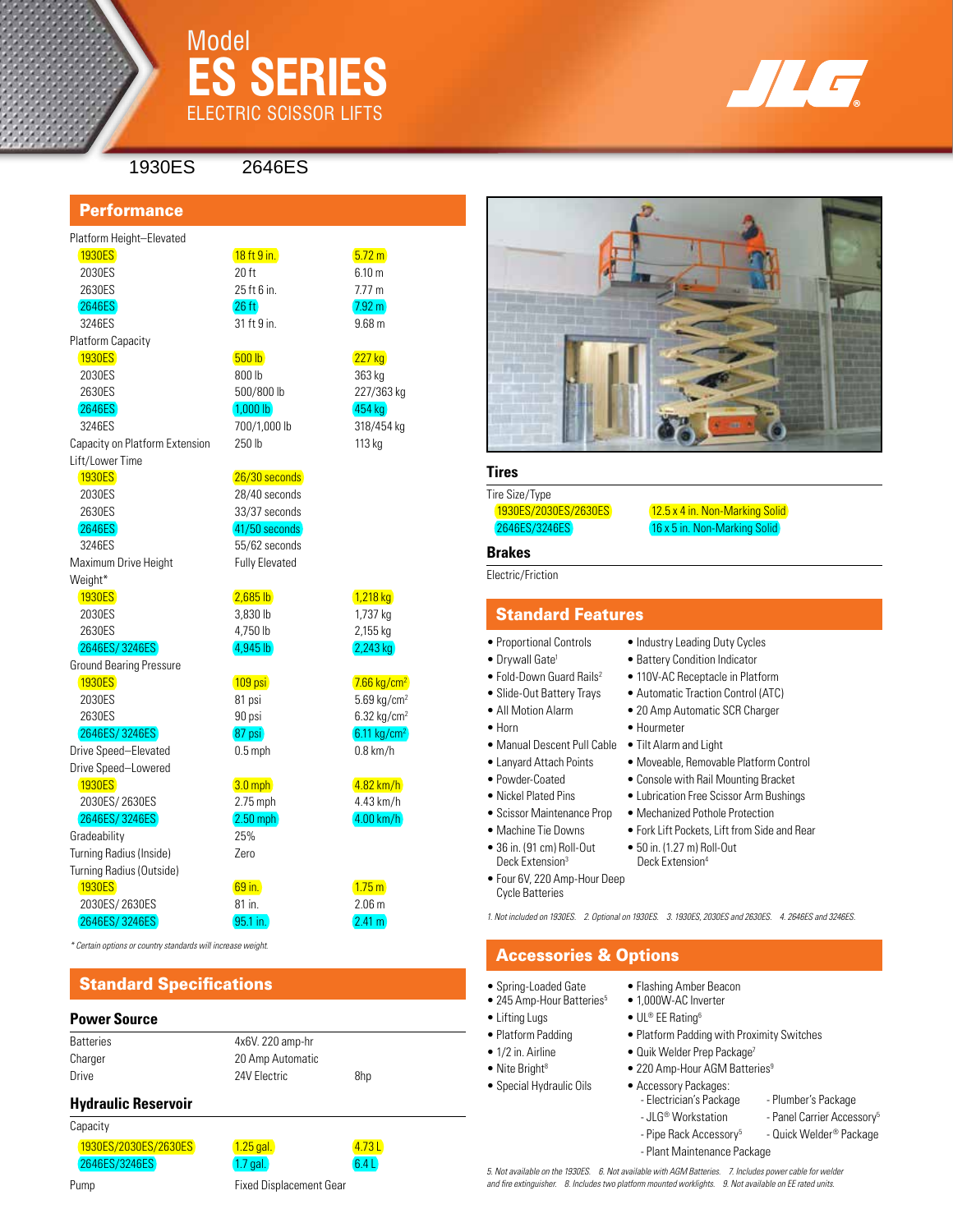# Model
# ES SERIES
## ELECTRIC SCISSOR LIFTS

1930ES 2646ES

## Performance

| | | |
|---|---|---|
| Platform Height–Elevated | | |
| 1930ES | 18 ft 9 in. | 5.72 m |
| 2030ES | 20 ft | 6.10 m |
| 2630ES | 25 ft 6 in. | 7.77 m |
| 2646ES | 26 ft | 7.92 m |
| 3246ES | 31 ft 9 in. | 9.68 m |
| Platform Capacity | | |
| 1930ES | 500 lb | 227 kg |
| 2030ES | 800 lb | 363 kg |
| 2630ES | 500/800 lb | 227/363 kg |
| 2646ES | 1,000 lb | 454 kg |
| 3246ES | 700/1,000 lb | 318/454 kg |
| Capacity on Platform Extension | 250 lb | 113 kg |
| Lift/Lower Time | | |
| 1930ES | 26/30 seconds | |
| 2030ES | 28/40 seconds | |
| 2630ES | 33/37 seconds | |
| 2646ES | 41/50 seconds | |
| 3246ES | 55/62 seconds | |
| Maximum Drive Height | Fully Elevated | |
| Weight* | | |
| 1930ES | 2,685 lb | 1,218 kg |
| 2030ES | 3,830 lb | 1,737 kg |
| 2630ES | 4,750 lb | 2,155 kg |
| 2646ES/ 3246ES | 4,945 lb | 2,243 kg |
| Ground Bearing Pressure | | |
| 1930ES | 109 psi | 7.66 kg/cm² |
| 2030ES | 81 psi | 5.69 kg/cm² |
| 2630ES | 90 psi | 6.32 kg/cm² |
| 2646ES/ 3246ES | 87 psi | 6.11 kg/cm² |
| Drive Speed–Elevated | 0.5 mph | 0.8 km/h |
| Drive Speed–Lowered | | |
| 1930ES | 3.0 mph | 4.82 km/h |
| 2030ES/ 2630ES | 2.75 mph | 4.43 km/h |
| 2646ES/ 3246ES | 2.50 mph | 4.00 km/h |
| Gradeability | 25% | |
| Turning Radius (Inside) | Zero | |
| Turning Radius (Outside) | | |
| 1930ES | 69 in. | 1.75 m |
| 2030ES/ 2630ES | 81 in. | 2.06 m |
| 2646ES/ 3246ES | 95.1 in. | 2.41 m |

*\* Certain options or country standards will increase weight.*

## Standard Specifications

### Power Source

| | | |
|---|---|---|
| Batteries | 4x6V. 220 amp-hr | |
| Charger | 20 Amp Automatic | |
| Drive | 24V Electric | 8hp |

### Hydraulic Reservoir

| | | |
|---|---|---|
| Capacity | | |
| 1930ES/2030ES/2630ES | 1.25 gal. | 4.73 L |
| 2646ES/3246ES | 1.7 gal. | 6.4 L |
| Pump | Fixed Displacement Gear | |

### Tires

| | |
|---|---|
| Tire Size/Type | |
| 1930ES/2030ES/2630ES | 12.5 x 4 in. Non-Marking Solid |
| 2646ES/3246ES | 16 x 5 in. Non-Marking Solid |

### Brakes

Electric/Friction

## Standard Features

- Proportional Controls
- Drywall Gate[1]
- Fold-Down Guard Rails[2]
- Slide-Out Battery Trays
- All Motion Alarm
- Horn
- Manual Descent Pull Cable
- Lanyard Attach Points
- Powder-Coated
- Nickel Plated Pins
- Scissor Maintenance Prop
- Machine Tie Downs
- 36 in. (91 cm) Roll-Out Deck Extension[3]
- Four 6V, 220 Amp-Hour Deep Cycle Batteries
- Industry Leading Duty Cycles
- Battery Condition Indicator
- 110V-AC Receptacle in Platform
- Automatic Traction Control (ATC)
- 20 Amp Automatic SCR Charger
- Hourmeter
- Tilt Alarm and Light
- Moveable, Removable Platform Control
- Console with Rail Mounting Bracket
- Lubrication Free Scissor Arm Bushings
- Mechanized Pothole Protection
- Fork Lift Pockets, Lift from Side and Rear
- 50 in. (1.27 m) Roll-Out Deck Extension[4]

*1. Not included on 1930ES. 2. Optional on 1930ES. 3. 1930ES, 2030ES and 2630ES. 4. 2646ES and 3246ES.*

## Accessories & Options

- Spring-Loaded Gate
- 245 Amp-Hour Batteries[5]
- Lifting Lugs
- Platform Padding
- 1/2 in. Airline
- Nite Bright[8]
- Special Hydraulic Oils
- Flashing Amber Beacon
- 1,000W-AC Inverter
- UL® EE Rating[6]
- Platform Padding with Proximity Switches
- Quik Welder Prep Package[7]
- 220 Amp-Hour AGM Batteries[9]
- Accessory Packages:
  - Electrician's Package
  - JLG® Workstation
  - Pipe Rack Accessory[5]
  - Plant Maintenance Package
  - Plumber's Package
  - Panel Carrier Accessory[5]
  - Quick Welder® Package

*5. Not available on the 1930ES. 6. Not available with AGM Batteries. 7. Includes power cable for welder and fire extinguisher. 8. Includes two platform mounted worklights. 9. Not available on EE rated units.*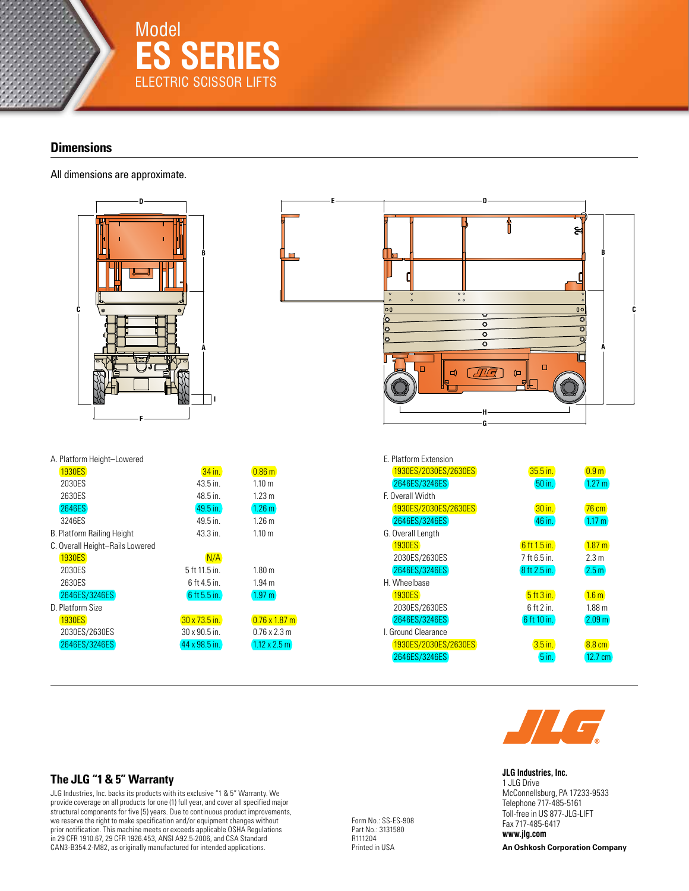# Model
# ES SERIES
ELECTRIC SCISSOR LIFTS

## Dimensions

All dimensions are approximate.

D
B
C
A
I
F
E
H
G

| | | |
|---|---|---|
| **A. Platform Height–Lowered** | | |
| 1930ES | 34 in. | 0.86 m |
| 2030ES | 43.5 in. | 1.10 m |
| 2630ES | 48.5 in. | 1.23 m |
| 2646ES | 49.5 in. | 1.26 m |
| 3246ES | 49.5 in. | 1.26 m |
| **B. Platform Railing Height** | 43.3 in. | 1.10 m |
| **C. Overall Height–Rails Lowered** | | |
| 1930ES | N/A | |
| 2030ES | 5 ft 11.5 in. | 1.80 m |
| 2630ES | 6 ft 4.5 in. | 1.94 m |
| 2646ES/3246ES | 6 ft 5.5 in. | 1.97 m |
| **D. Platform Size** | | |
| 1930ES | 30 x 73.5 in. | 0.76 x 1.87 m |
| 2030ES/2630ES | 30 x 90.5 in. | 0.76 x 2.3 m |
| 2646ES/3246ES | 44 x 98.5 in. | 1.12 x 2.5 m |

| | | |
|---|---|---|
| **E. Platform Extension** | | |
| 1930ES/2030ES/2630ES | 35.5 in. | 0.9 m |
| 2646ES/3246ES | 50 in. | 1.27 m |
| **F. Overall Width** | | |
| 1930ES/2030ES/2630ES | 30 in. | 76 cm |
| 2646ES/3246ES | 46 in. | 1.17 m |
| **G. Overall Length** | | |
| 1930ES | 6 ft 1.5 in. | 1.87 m |
| 2030ES/2630ES | 7 ft 6.5 in. | 2.3 m |
| 2646ES/3246ES | 8 ft 2.5 in. | 2.5 m |
| **H. Wheelbase** | | |
| 1930ES | 5 ft 3 in. | 1.6 m |
| 2030ES/2630ES | 6 ft 2 in. | 1.88 m |
| 2646ES/3246ES | 6 ft 10 in. | 2.09 m |
| **I. Ground Clearance** | | |
| 1930ES/2030ES/2630ES | 3.5 in. | 8.8 cm |
| 2646ES/3246ES | 5 in. | 12.7 cm |

## The JLG "1 & 5" Warranty

JLG Industries, Inc. backs its products with its exclusive "1 & 5" Warranty. We provide coverage on all products for one (1) full year, and cover all specified major structural components for five (5) years. Due to continuous product improvements, we reserve the right to make specification and/or equipment changes without prior notification. This machine meets or exceeds applicable OSHA Regulations in 29 CFR 1910.67, 29 CFR 1926.453, ANSI A92.5-2006, and CSA Standard CAN3-B354.2-M82, as originally manufactured for intended applications.

Form No.: SS-ES-908
Part No.: 3131580
R111204
Printed in USA

JLG

**JLG Industries, Inc.**
1 JLG Drive
McConnellsburg, PA 17233-9533
Telephone 717-485-5161
Toll-free in US 877-JLG-LIFT
Fax 717-485-6417
**www.jlg.com**
**An Oshkosh Corporation Company**